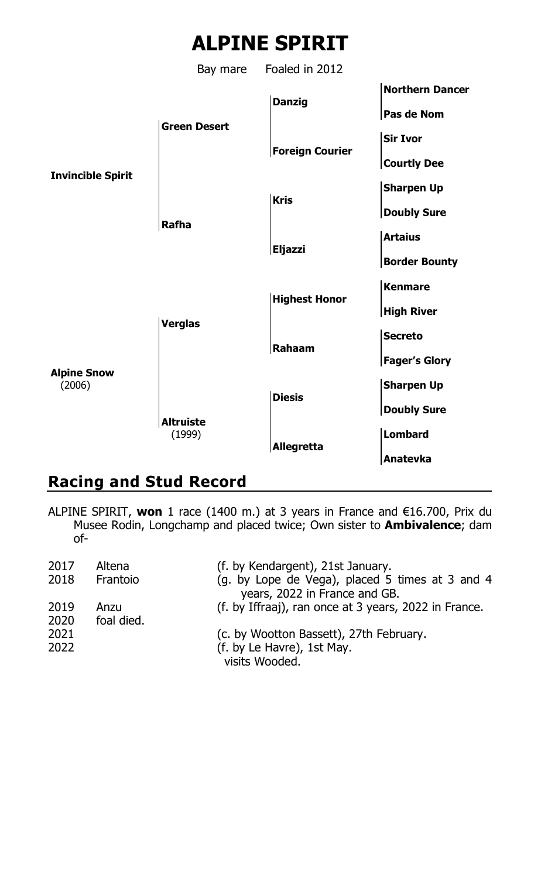# ALPINE SPIRIT

Bay mare Foaled in 2012

| | | | |
|---|---|---|---|
| **Invincible Spirit** | **Green Desert** | **Danzig** | **Northern Dancer** |
| | | | **Pas de Nom** |
| | | **Foreign Courier** | **Sir Ivor** |
| | | | **Courtly Dee** |
| | **Rafha** | **Kris** | **Sharpen Up** |
| | | | **Doubly Sure** |
| | | **Eljazzi** | **Artaius** |
| | | | **Border Bounty** |
| **Alpine Snow** (2006) | **Verglas** | **Highest Honor** | **Kenmare** |
| | | | **High River** |
| | | **Rahaam** | **Secreto** |
| | | | **Fager's Glory** |
| | **Altruiste** (1999) | **Diesis** | **Sharpen Up** |
| | | | **Doubly Sure** |
| | | **Allegretta** | **Lombard** |
| | | | **Anatevka** |

## Racing and Stud Record

ALPINE SPIRIT, **won** 1 race (1400 m.) at 3 years in France and €16.700, Prix du Musee Rodin, Longchamp and placed twice; Own sister to **Ambivalence**; dam of-

| | | |
|---|---|---|
| 2017 | Altena | (f. by Kendargent), 21st January. |
| 2018 | Frantoio | (g. by Lope de Vega), placed 5 times at 3 and 4 years, 2022 in France and GB. |
| 2019 | Anzu | (f. by Iffraaj), ran once at 3 years, 2022 in France. |
| 2020 | foal died. | |
| 2021 | | (c. by Wootton Bassett), 27th February. |
| 2022 | | (f. by Le Havre), 1st May. visits Wooded. |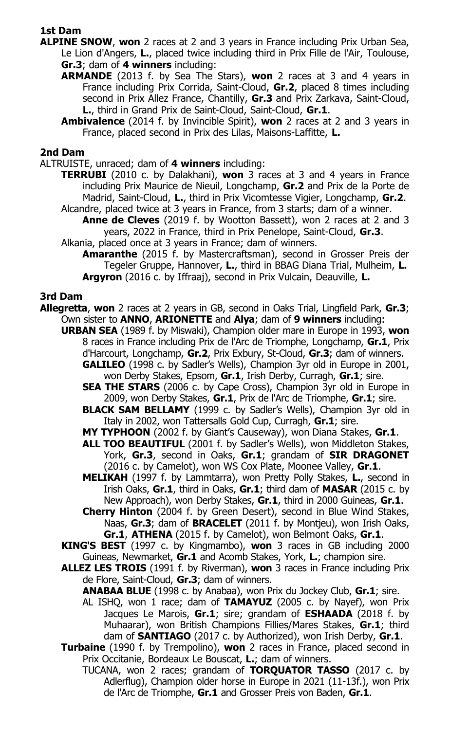## 1st Dam

**ALPINE SNOW**, **won** 2 races at 2 and 3 years in France including Prix Urban Sea, Le Lion d'Angers, **L.**, placed twice including third in Prix Fille de l'Air, Toulouse, **Gr.3**; dam of **4 winners** including:

- **ARMANDE** (2013 f. by Sea The Stars), **won** 2 races at 3 and 4 years in France including Prix Corrida, Saint-Cloud, **Gr.2**, placed 8 times including second in Prix Allez France, Chantilly, **Gr.3** and Prix Zarkava, Saint-Cloud, **L.**, third in Grand Prix de Saint-Cloud, Saint-Cloud, **Gr.1**.
- **Ambivalence** (2014 f. by Invincible Spirit), **won** 2 races at 2 and 3 years in France, placed second in Prix des Lilas, Maisons-Laffitte, **L.**

## 2nd Dam

ALTRUISTE, unraced; dam of **4 winners** including:

- **TERRUBI** (2010 c. by Dalakhani), **won** 3 races at 3 and 4 years in France including Prix Maurice de Nieuil, Longchamp, **Gr.2** and Prix de la Porte de Madrid, Saint-Cloud, **L.**, third in Prix Vicomtesse Vigier, Longchamp, **Gr.2**.
- Alcandre, placed twice at 3 years in France, from 3 starts; dam of a winner.
  - **Anne de Cleves** (2019 f. by Wootton Bassett), won 2 races at 2 and 3 years, 2022 in France, third in Prix Penelope, Saint-Cloud, **Gr.3**.
- Alkania, placed once at 3 years in France; dam of winners.
  - **Amaranthe** (2015 f. by Mastercraftsman), second in Grosser Preis der Tegeler Gruppe, Hannover, **L.**, third in BBAG Diana Trial, Mulheim, **L.**
  - **Argyron** (2016 c. by Iffraaj), second in Prix Vulcain, Deauville, **L.**

## 3rd Dam

**Allegretta**, **won** 2 races at 2 years in GB, second in Oaks Trial, Lingfield Park, **Gr.3**; Own sister to **ANNO**, **ARIONETTE** and **Alya**; dam of **9 winners** including:

- **URBAN SEA** (1989 f. by Miswaki), Champion older mare in Europe in 1993, **won** 8 races in France including Prix de l'Arc de Triomphe, Longchamp, **Gr.1**, Prix d'Harcourt, Longchamp, **Gr.2**, Prix Exbury, St-Cloud, **Gr.3**; dam of winners.
  - **GALILEO** (1998 c. by Sadler's Wells), Champion 3yr old in Europe in 2001, won Derby Stakes, Epsom, **Gr.1**, Irish Derby, Curragh, **Gr.1**; sire.
  - **SEA THE STARS** (2006 c. by Cape Cross), Champion 3yr old in Europe in 2009, won Derby Stakes, **Gr.1**, Prix de l'Arc de Triomphe, **Gr.1**; sire.
  - **BLACK SAM BELLAMY** (1999 c. by Sadler's Wells), Champion 3yr old in Italy in 2002, won Tattersalls Gold Cup, Curragh, **Gr.1**; sire.
  - **MY TYPHOON** (2002 f. by Giant's Causeway), won Diana Stakes, **Gr.1**.
  - **ALL TOO BEAUTIFUL** (2001 f. by Sadler's Wells), won Middleton Stakes, York, **Gr.3**, second in Oaks, **Gr.1**; grandam of **SIR DRAGONET** (2016 c. by Camelot), won WS Cox Plate, Moonee Valley, **Gr.1**.
  - **MELIKAH** (1997 f. by Lammtarra), won Pretty Polly Stakes, **L.**, second in Irish Oaks, **Gr.1**, third in Oaks, **Gr.1**; third dam of **MASAR** (2015 c. by New Approach), won Derby Stakes, **Gr.1**, third in 2000 Guineas, **Gr.1**.
  - **Cherry Hinton** (2004 f. by Green Desert), second in Blue Wind Stakes, Naas, **Gr.3**; dam of **BRACELET** (2011 f. by Montjeu), won Irish Oaks, **Gr.1**, **ATHENA** (2015 f. by Camelot), won Belmont Oaks, **Gr.1**.
- **KING'S BEST** (1997 c. by Kingmambo), **won** 3 races in GB including 2000 Guineas, Newmarket, **Gr.1** and Acomb Stakes, York, **L.**; champion sire.
- **ALLEZ LES TROIS** (1991 f. by Riverman), **won** 3 races in France including Prix de Flore, Saint-Cloud, **Gr.3**; dam of winners.
  - **ANABAA BLUE** (1998 c. by Anabaa), won Prix du Jockey Club, **Gr.1**; sire.
  - AL ISHQ, won 1 race; dam of **TAMAYUZ** (2005 c. by Nayef), won Prix Jacques Le Marois, **Gr.1**; sire; grandam of **ESHAADA** (2018 f. by Muhaarar), won British Champions Fillies/Mares Stakes, **Gr.1**; third dam of **SANTIAGO** (2017 c. by Authorized), won Irish Derby, **Gr.1**.
- **Turbaine** (1990 f. by Trempolino), **won** 2 races in France, placed second in Prix Occitanie, Bordeaux Le Bouscat, **L.**; dam of winners.
  - TUCANA, won 2 races; grandam of **TORQUATOR TASSO** (2017 c. by Adlerflug), Champion older horse in Europe in 2021 (11-13f.), won Prix de l'Arc de Triomphe, **Gr.1** and Grosser Preis von Baden, **Gr.1**.